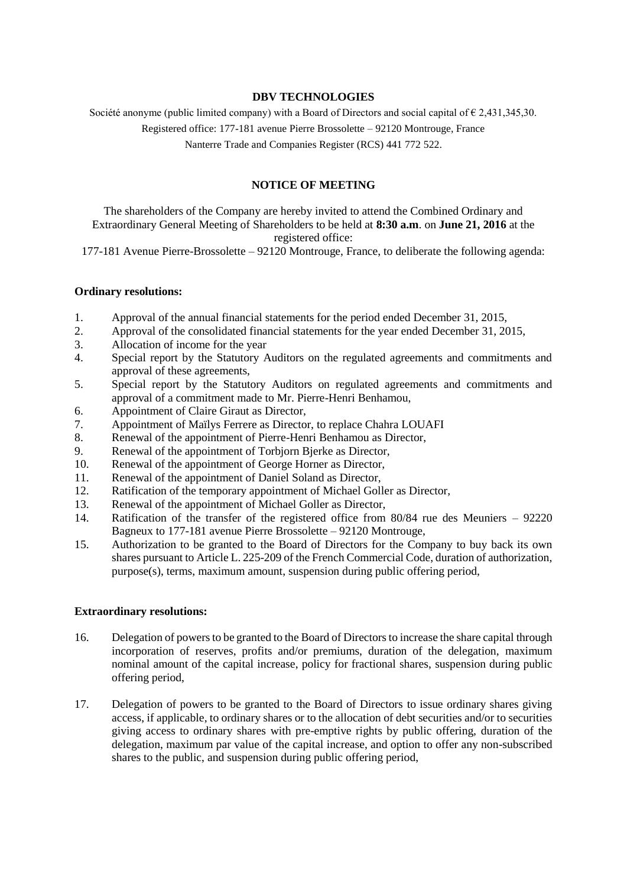# DBV TECHNOLOGIES

Société anonyme (public limited company) with a Board of Directors and social capital of € 2,431,345,30.

Registered office: 177-181 avenue Pierre Brossolette – 92120 Montrouge, France

Nanterre Trade and Companies Register (RCS) 441 772 522.

## NOTICE OF MEETING

The shareholders of the Company are hereby invited to attend the Combined Ordinary and Extraordinary General Meeting of Shareholders to be held at **8:30 a.m**. on **June 21, 2016** at the registered office:

177-181 Avenue Pierre-Brossolette – 92120 Montrouge, France, to deliberate the following agenda:

### Ordinary resolutions:

1. Approval of the annual financial statements for the period ended December 31, 2015,
2. Approval of the consolidated financial statements for the year ended December 31, 2015,
3. Allocation of income for the year
4. Special report by the Statutory Auditors on the regulated agreements and commitments and approval of these agreements,
5. Special report by the Statutory Auditors on regulated agreements and commitments and approval of a commitment made to Mr. Pierre-Henri Benhamou,
6. Appointment of Claire Giraut as Director,
7. Appointment of Maïlys Ferrere as Director, to replace Chahra LOUAFI
8. Renewal of the appointment of Pierre-Henri Benhamou as Director,
9. Renewal of the appointment of Torbjorn Bjerke as Director,
10. Renewal of the appointment of George Horner as Director,
11. Renewal of the appointment of Daniel Soland as Director,
12. Ratification of the temporary appointment of Michael Goller as Director,
13. Renewal of the appointment of Michael Goller as Director,
14. Ratification of the transfer of the registered office from 80/84 rue des Meuniers – 92220 Bagneux to 177-181 avenue Pierre Brossolette – 92120 Montrouge,
15. Authorization to be granted to the Board of Directors for the Company to buy back its own shares pursuant to Article L. 225-209 of the French Commercial Code, duration of authorization, purpose(s), terms, maximum amount, suspension during public offering period,

### Extraordinary resolutions:

16. Delegation of powers to be granted to the Board of Directors to increase the share capital through incorporation of reserves, profits and/or premiums, duration of the delegation, maximum nominal amount of the capital increase, policy for fractional shares, suspension during public offering period,
17. Delegation of powers to be granted to the Board of Directors to issue ordinary shares giving access, if applicable, to ordinary shares or to the allocation of debt securities and/or to securities giving access to ordinary shares with pre-emptive rights by public offering, duration of the delegation, maximum par value of the capital increase, and option to offer any non-subscribed shares to the public, and suspension during public offering period,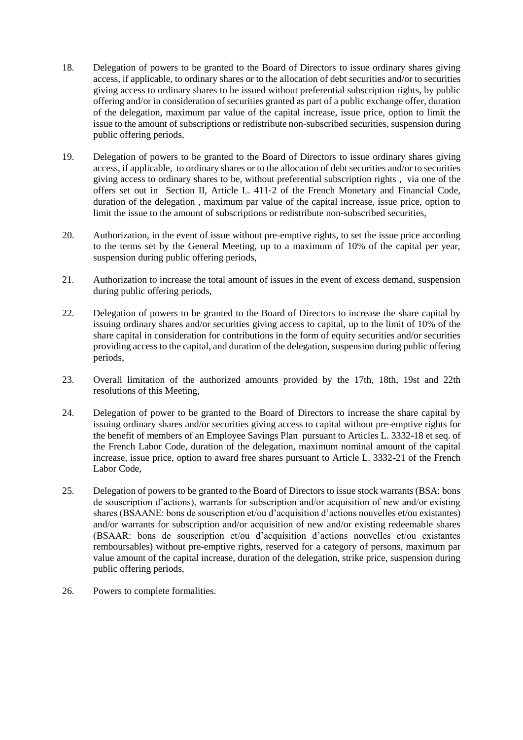18. Delegation of powers to be granted to the Board of Directors to issue ordinary shares giving access, if applicable, to ordinary shares or to the allocation of debt securities and/or to securities giving access to ordinary shares to be issued without preferential subscription rights, by public offering and/or in consideration of securities granted as part of a public exchange offer, duration of the delegation, maximum par value of the capital increase, issue price, option to limit the issue to the amount of subscriptions or redistribute non-subscribed securities, suspension during public offering periods,

19. Delegation of powers to be granted to the Board of Directors to issue ordinary shares giving access, if applicable, to ordinary shares or to the allocation of debt securities and/or to securities giving access to ordinary shares to be, without preferential subscription rights , via one of the offers set out in Section II, Article L. 411-2 of the French Monetary and Financial Code, duration of the delegation , maximum par value of the capital increase, issue price, option to limit the issue to the amount of subscriptions or redistribute non-subscribed securities,

20. Authorization, in the event of issue without pre-emptive rights, to set the issue price according to the terms set by the General Meeting, up to a maximum of 10% of the capital per year, suspension during public offering periods,

21. Authorization to increase the total amount of issues in the event of excess demand, suspension during public offering periods,

22. Delegation of powers to be granted to the Board of Directors to increase the share capital by issuing ordinary shares and/or securities giving access to capital, up to the limit of 10% of the share capital in consideration for contributions in the form of equity securities and/or securities providing access to the capital, and duration of the delegation, suspension during public offering periods,

23. Overall limitation of the authorized amounts provided by the 17th, 18th, 19st and 22th resolutions of this Meeting,

24. Delegation of power to be granted to the Board of Directors to increase the share capital by issuing ordinary shares and/or securities giving access to capital without pre-emptive rights for the benefit of members of an Employee Savings Plan pursuant to Articles L. 3332-18 et seq. of the French Labor Code, duration of the delegation, maximum nominal amount of the capital increase, issue price, option to award free shares pursuant to Article L. 3332-21 of the French Labor Code,

25. Delegation of powers to be granted to the Board of Directors to issue stock warrants (BSA: bons de souscription d'actions), warrants for subscription and/or acquisition of new and/or existing shares (BSAANE: bons de souscription et/ou d'acquisition d'actions nouvelles et/ou existantes) and/or warrants for subscription and/or acquisition of new and/or existing redeemable shares (BSAAR: bons de souscription et/ou d'acquisition d'actions nouvelles et/ou existantes remboursables) without pre-emptive rights, reserved for a category of persons, maximum par value amount of the capital increase, duration of the delegation, strike price, suspension during public offering periods,

26. Powers to complete formalities.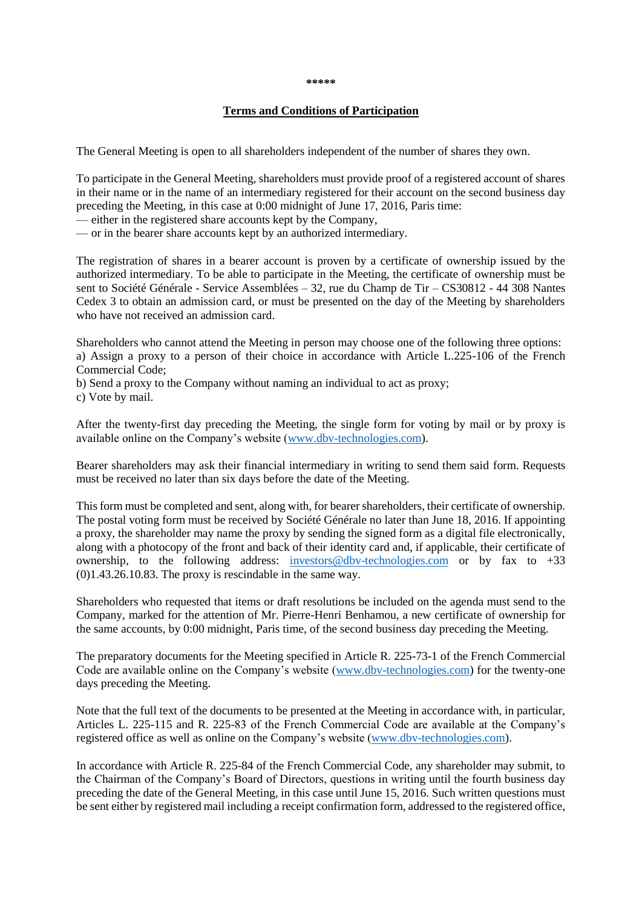\*\*\*\*\*

## Terms and Conditions of Participation

The General Meeting is open to all shareholders independent of the number of shares they own.

To participate in the General Meeting, shareholders must provide proof of a registered account of shares in their name or in the name of an intermediary registered for their account on the second business day preceding the Meeting, in this case at 0:00 midnight of June 17, 2016, Paris time:
— either in the registered share accounts kept by the Company,
— or in the bearer share accounts kept by an authorized intermediary.

The registration of shares in a bearer account is proven by a certificate of ownership issued by the authorized intermediary. To be able to participate in the Meeting, the certificate of ownership must be sent to Société Générale - Service Assemblées – 32, rue du Champ de Tir – CS30812 - 44 308 Nantes Cedex 3 to obtain an admission card, or must be presented on the day of the Meeting by shareholders who have not received an admission card.

Shareholders who cannot attend the Meeting in person may choose one of the following three options:
a) Assign a proxy to a person of their choice in accordance with Article L.225-106 of the French Commercial Code;
b) Send a proxy to the Company without naming an individual to act as proxy;
c) Vote by mail.

After the twenty-first day preceding the Meeting, the single form for voting by mail or by proxy is available online on the Company's website (www.dbv-technologies.com).

Bearer shareholders may ask their financial intermediary in writing to send them said form. Requests must be received no later than six days before the date of the Meeting.

This form must be completed and sent, along with, for bearer shareholders, their certificate of ownership. The postal voting form must be received by Société Générale no later than June 18, 2016. If appointing a proxy, the shareholder may name the proxy by sending the signed form as a digital file electronically, along with a photocopy of the front and back of their identity card and, if applicable, their certificate of ownership, to the following address: investors@dbv-technologies.com or by fax to +33 (0)1.43.26.10.83. The proxy is rescindable in the same way.

Shareholders who requested that items or draft resolutions be included on the agenda must send to the Company, marked for the attention of Mr. Pierre-Henri Benhamou, a new certificate of ownership for the same accounts, by 0:00 midnight, Paris time, of the second business day preceding the Meeting.

The preparatory documents for the Meeting specified in Article R. 225-73-1 of the French Commercial Code are available online on the Company's website (www.dbv-technologies.com) for the twenty-one days preceding the Meeting.

Note that the full text of the documents to be presented at the Meeting in accordance with, in particular, Articles L. 225-115 and R. 225-83 of the French Commercial Code are available at the Company's registered office as well as online on the Company's website (www.dbv-technologies.com).

In accordance with Article R. 225-84 of the French Commercial Code, any shareholder may submit, to the Chairman of the Company's Board of Directors, questions in writing until the fourth business day preceding the date of the General Meeting, in this case until June 15, 2016. Such written questions must be sent either by registered mail including a receipt confirmation form, addressed to the registered office,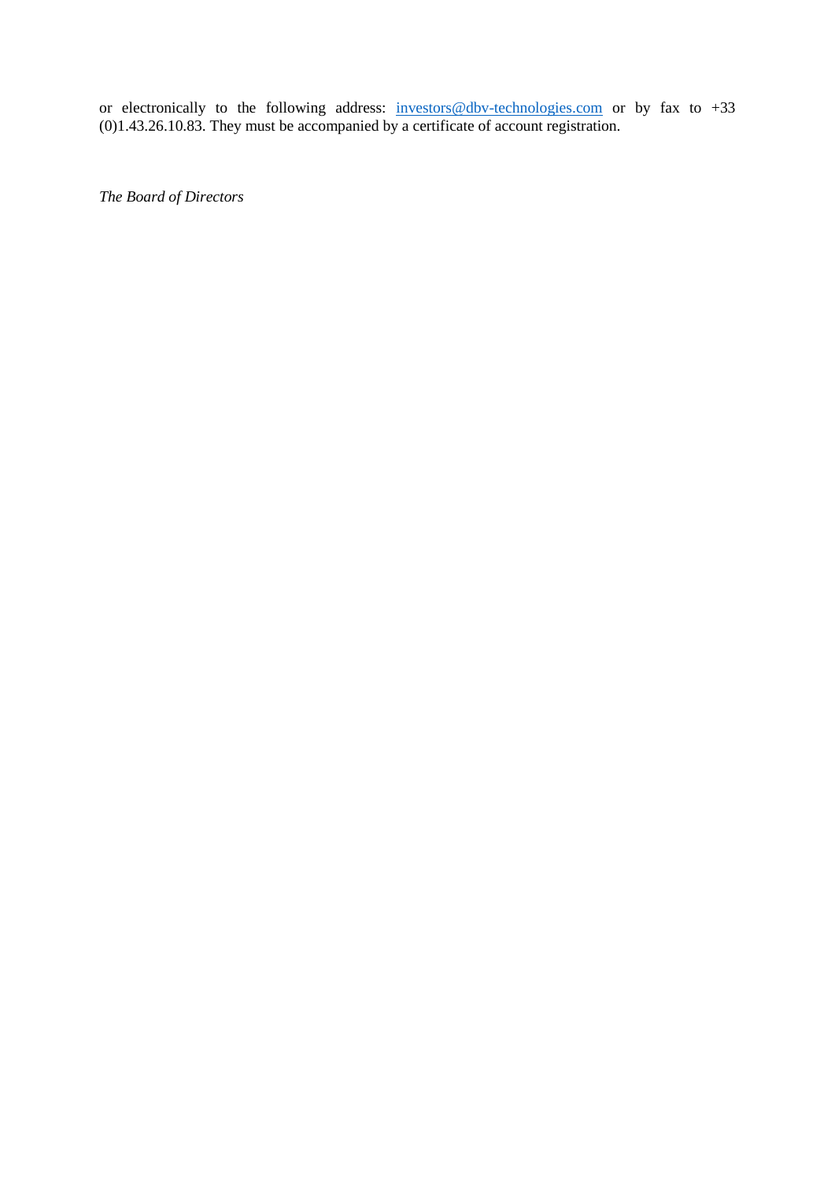or electronically to the following address: [investors@dbv-technologies.com](mailto:investors@dbv-technologies.com) or by fax to +33 (0)1.43.26.10.83. They must be accompanied by a certificate of account registration.

*The Board of Directors*